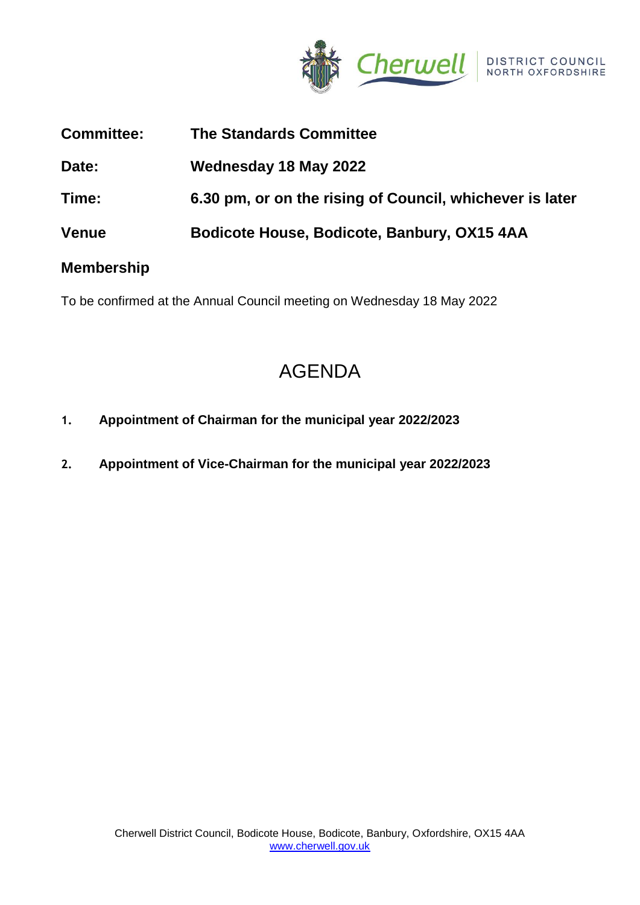| | |
|---|---|
| **Committee:** | **The Standards Committee** |
| **Date:** | **Wednesday 18 May 2022** |
| **Time:** | **6.30 pm, or on the rising of Council, whichever is later** |
| **Venue** | **Bodicote House, Bodicote, Banbury, OX15 4AA** |

## Membership

To be confirmed at the Annual Council meeting on Wednesday 18 May 2022

# AGENDA

1. **Appointment of Chairman for the municipal year 2022/2023**

2. **Appointment of Vice-Chairman for the municipal year 2022/2023**

Cherwell District Council, Bodicote House, Bodicote, Banbury, Oxfordshire, OX15 4AA
www.cherwell.gov.uk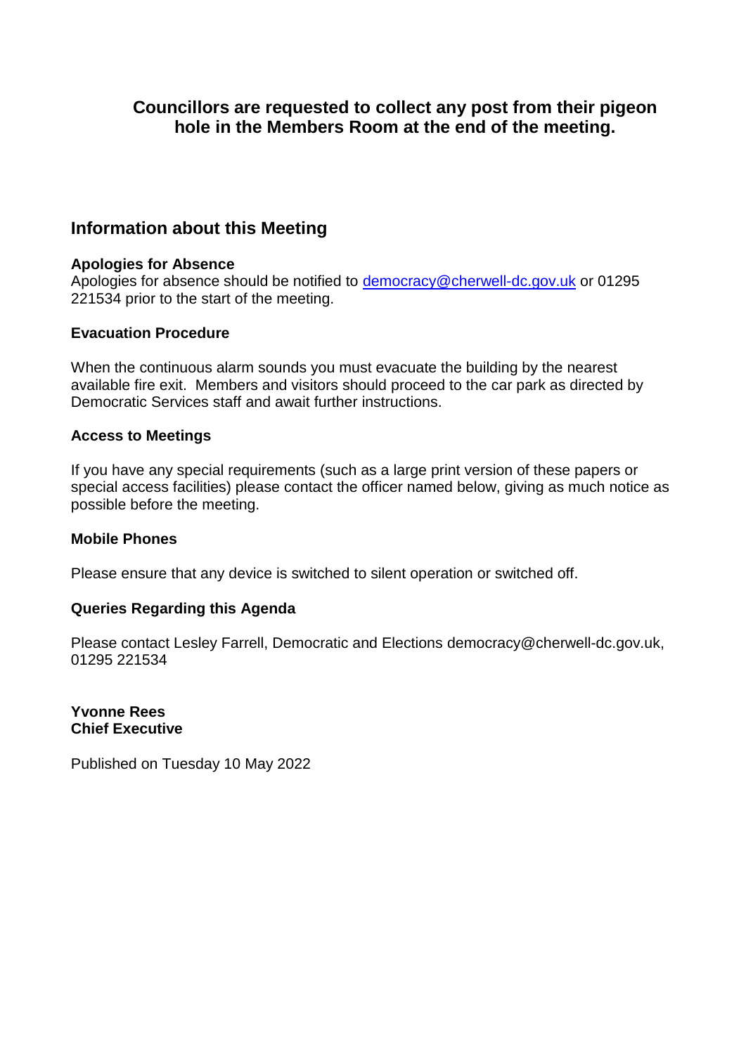**Councillors are requested to collect any post from their pigeon hole in the Members Room at the end of the meeting.**

## Information about this Meeting

**Apologies for Absence**
Apologies for absence should be notified to democracy@cherwell-dc.gov.uk or 01295 221534 prior to the start of the meeting.

**Evacuation Procedure**

When the continuous alarm sounds you must evacuate the building by the nearest available fire exit. Members and visitors should proceed to the car park as directed by Democratic Services staff and await further instructions.

**Access to Meetings**

If you have any special requirements (such as a large print version of these papers or special access facilities) please contact the officer named below, giving as much notice as possible before the meeting.

**Mobile Phones**

Please ensure that any device is switched to silent operation or switched off.

**Queries Regarding this Agenda**

Please contact Lesley Farrell, Democratic and Elections democracy@cherwell-dc.gov.uk, 01295 221534

**Yvonne Rees**
**Chief Executive**

Published on Tuesday 10 May 2022